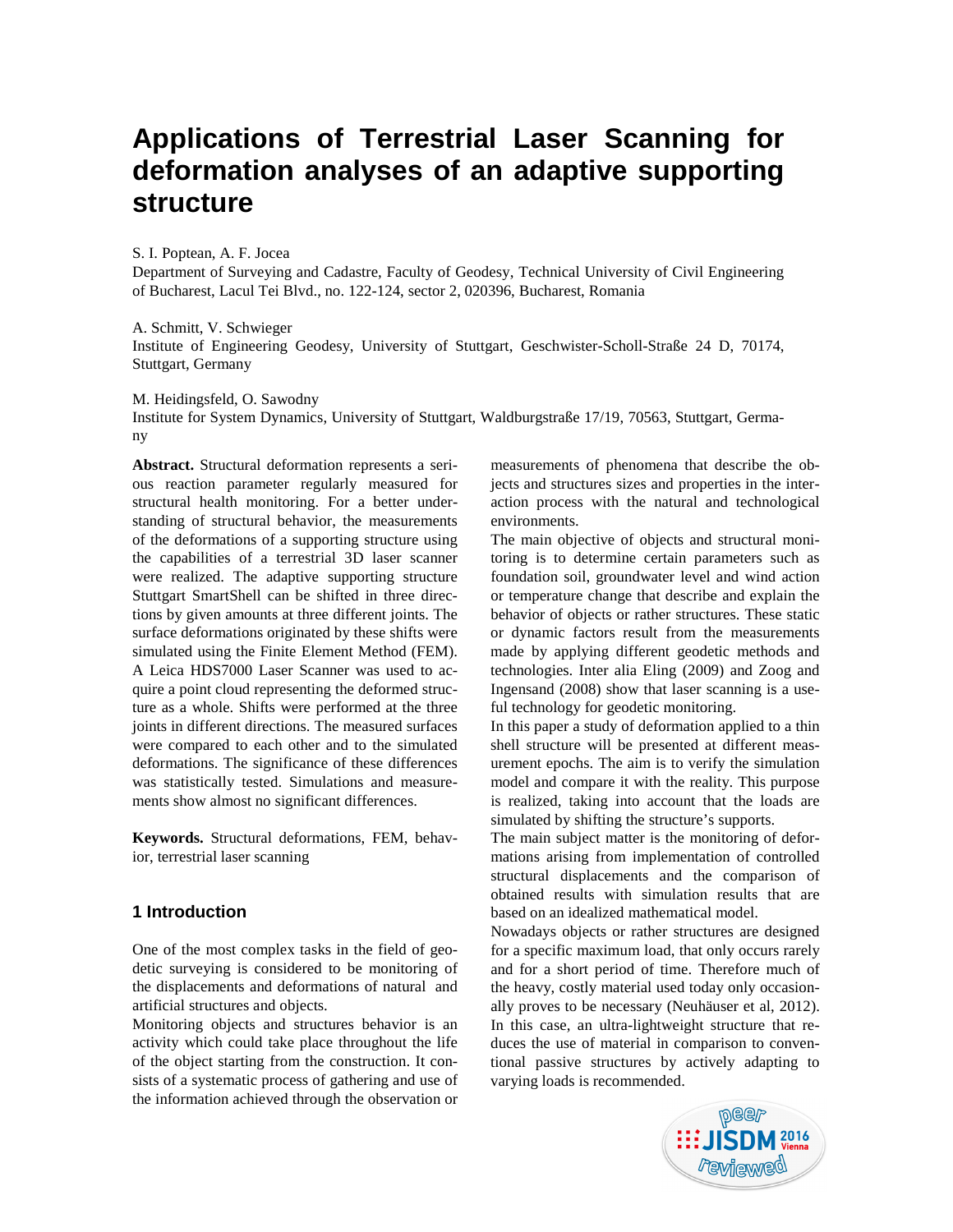# Applications of Terrestrial Laser Scanning for deformation analyses of an adaptive supporting structure

S. I. Poptean, A. F. Jocea

Department of Surveying and Cadastre, Faculty of Geodesy, Technical University of Civil Engineering of Bucharest, Lacul Tei Blvd., no. 122-124, sector 2, 020396, Bucharest, Romania

A. Schmitt, V. Schwieger

Institute of Engineering Geodesy, University of Stuttgart, Geschwister-Scholl-Straße 24 D, 70174, Stuttgart, Germany

M. Heidingsfeld, O. Sawodny

Institute for System Dynamics, University of Stuttgart, Waldburgstraße 17/19, 70563, Stuttgart, Germany

**Abstract.** Structural deformation represents a serious reaction parameter regularly measured for structural health monitoring. For a better understanding of structural behavior, the measurements of the deformations of a supporting structure using the capabilities of a terrestrial 3D laser scanner were realized. The adaptive supporting structure Stuttgart SmartShell can be shifted in three directions by given amounts at three different joints. The surface deformations originated by these shifts were simulated using the Finite Element Method (FEM). A Leica HDS7000 Laser Scanner was used to acquire a point cloud representing the deformed structure as a whole. Shifts were performed at the three joints in different directions. The measured surfaces were compared to each other and to the simulated deformations. The significance of these differences was statistically tested. Simulations and measurements show almost no significant differences.

**Keywords.** Structural deformations, FEM, behavior, terrestrial laser scanning

## 1 Introduction

One of the most complex tasks in the field of geodetic surveying is considered to be monitoring of the displacements and deformations of natural and artificial structures and objects.

Monitoring objects and structures behavior is an activity which could take place throughout the life of the object starting from the construction. It consists of a systematic process of gathering and use of the information achieved through the observation or measurements of phenomena that describe the objects and structures sizes and properties in the interaction process with the natural and technological environments.

The main objective of objects and structural monitoring is to determine certain parameters such as foundation soil, groundwater level and wind action or temperature change that describe and explain the behavior of objects or rather structures. These static or dynamic factors result from the measurements made by applying different geodetic methods and technologies. Inter alia Eling (2009) and Zoog and Ingensand (2008) show that laser scanning is a useful technology for geodetic monitoring.

In this paper a study of deformation applied to a thin shell structure will be presented at different measurement epochs. The aim is to verify the simulation model and compare it with the reality. This purpose is realized, taking into account that the loads are simulated by shifting the structure's supports.

The main subject matter is the monitoring of deformations arising from implementation of controlled structural displacements and the comparison of obtained results with simulation results that are based on an idealized mathematical model.

Nowadays objects or rather structures are designed for a specific maximum load, that only occurs rarely and for a short period of time. Therefore much of the heavy, costly material used today only occasionally proves to be necessary (Neuhäuser et al, 2012). In this case, an ultra-lightweight structure that reduces the use of material in comparison to conventional passive structures by actively adapting to varying loads is recommended.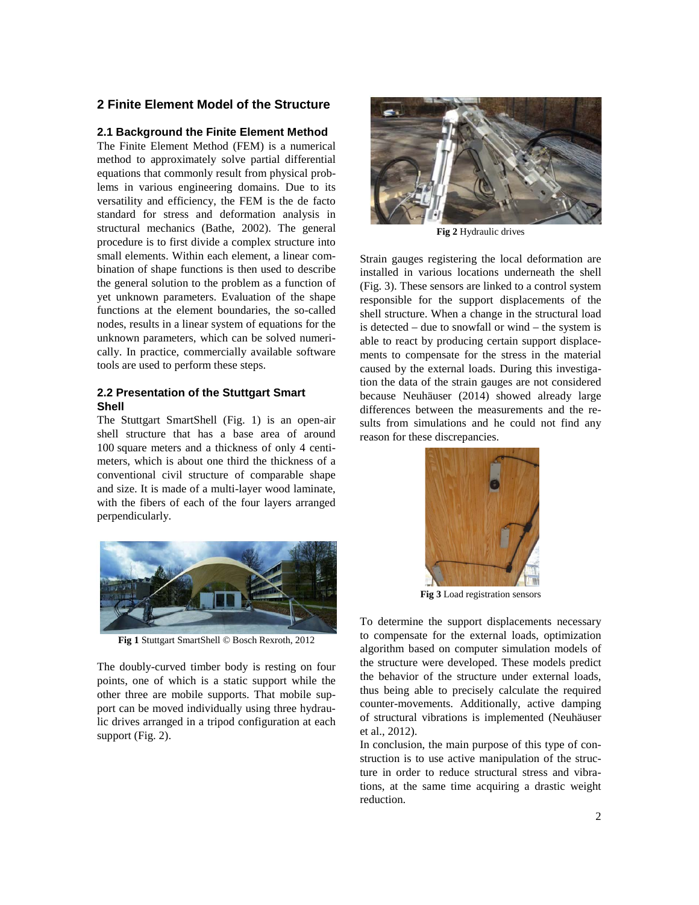## 2 Finite Element Model of the Structure

### 2.1 Background the Finite Element Method

The Finite Element Method (FEM) is a numerical method to approximately solve partial differential equations that commonly result from physical problems in various engineering domains. Due to its versatility and efficiency, the FEM is the de facto standard for stress and deformation analysis in structural mechanics (Bathe, 2002). The general procedure is to first divide a complex structure into small elements. Within each element, a linear combination of shape functions is then used to describe the general solution to the problem as a function of yet unknown parameters. Evaluation of the shape functions at the element boundaries, the so-called nodes, results in a linear system of equations for the unknown parameters, which can be solved numerically. In practice, commercially available software tools are used to perform these steps.

### 2.2 Presentation of the Stuttgart Smart Shell

The Stuttgart SmartShell (Fig. 1) is an open-air shell structure that has a base area of around 100 square meters and a thickness of only 4 centimeters, which is about one third the thickness of a conventional civil structure of comparable shape and size. It is made of a multi-layer wood laminate, with the fibers of each of the four layers arranged perpendicularly.

**Fig 1** Stuttgart SmartShell © Bosch Rexroth, 2012

The doubly-curved timber body is resting on four points, one of which is a static support while the other three are mobile supports. That mobile support can be moved individually using three hydraulic drives arranged in a tripod configuration at each support (Fig. 2).

**Fig 2** Hydraulic drives

Strain gauges registering the local deformation are installed in various locations underneath the shell (Fig. 3). These sensors are linked to a control system responsible for the support displacements of the shell structure. When a change in the structural load is detected – due to snowfall or wind – the system is able to react by producing certain support displacements to compensate for the stress in the material caused by the external loads. During this investigation the data of the strain gauges are not considered because Neuhäuser (2014) showed already large differences between the measurements and the results from simulations and he could not find any reason for these discrepancies.

**Fig 3** Load registration sensors

To determine the support displacements necessary to compensate for the external loads, optimization algorithm based on computer simulation models of the structure were developed. These models predict the behavior of the structure under external loads, thus being able to precisely calculate the required counter-movements. Additionally, active damping of structural vibrations is implemented (Neuhäuser et al., 2012).

In conclusion, the main purpose of this type of construction is to use active manipulation of the structure in order to reduce structural stress and vibrations, at the same time acquiring a drastic weight reduction.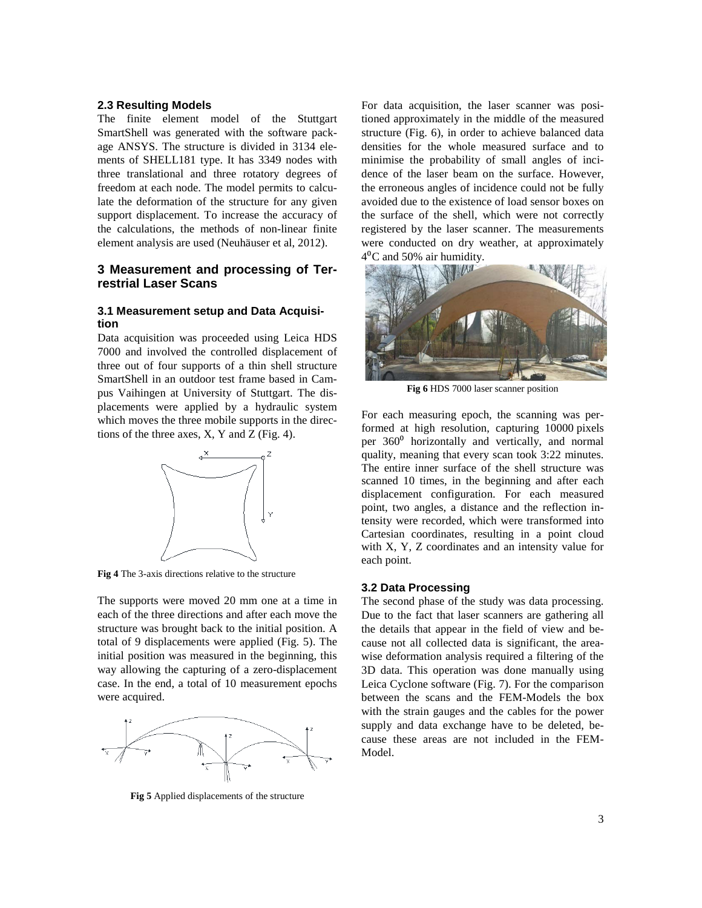### 2.3 Resulting Models

The finite element model of the Stuttgart SmartShell was generated with the software package ANSYS. The structure is divided in 3134 elements of SHELL181 type. It has 3349 nodes with three translational and three rotatory degrees of freedom at each node. The model permits to calculate the deformation of the structure for any given support displacement. To increase the accuracy of the calculations, the methods of non-linear finite element analysis are used (Neuhäuser et al, 2012).

## 3 Measurement and processing of Terrestrial Laser Scans

### 3.1 Measurement setup and Data Acquisition

Data acquisition was proceeded using Leica HDS 7000 and involved the controlled displacement of three out of four supports of a thin shell structure SmartShell in an outdoor test frame based in Campus Vaihingen at University of Stuttgart. The displacements were applied by a hydraulic system which moves the three mobile supports in the directions of the three axes, X, Y and Z (Fig. 4).

**Fig 4** The 3-axis directions relative to the structure

The supports were moved 20 mm one at a time in each of the three directions and after each move the structure was brought back to the initial position. A total of 9 displacements were applied (Fig. 5). The initial position was measured in the beginning, this way allowing the capturing of a zero-displacement case. In the end, a total of 10 measurement epochs were acquired.

**Fig 5** Applied displacements of the structure

For data acquisition, the laser scanner was positioned approximately in the middle of the measured structure (Fig. 6), in order to achieve balanced data densities for the whole measured surface and to minimise the probability of small angles of incidence of the laser beam on the surface. However, the erroneous angles of incidence could not be fully avoided due to the existence of load sensor boxes on the surface of the shell, which were not correctly registered by the laser scanner. The measurements were conducted on dry weather, at approximately $4^0$C and 50% air humidity.

**Fig 6** HDS 7000 laser scanner position

For each measuring epoch, the scanning was performed at high resolution, capturing 10000 pixels per $360^0$ horizontally and vertically, and normal quality, meaning that every scan took 3:22 minutes. The entire inner surface of the shell structure was scanned 10 times, in the beginning and after each displacement configuration. For each measured point, two angles, a distance and the reflection intensity were recorded, which were transformed into Cartesian coordinates, resulting in a point cloud with X, Y, Z coordinates and an intensity value for each point.

### 3.2 Data Processing

The second phase of the study was data processing. Due to the fact that laser scanners are gathering all the details that appear in the field of view and because not all collected data is significant, the area-wise deformation analysis required a filtering of the 3D data. This operation was done manually using Leica Cyclone software (Fig. 7). For the comparison between the scans and the FEM-Models the box with the strain gauges and the cables for the power supply and data exchange have to be deleted, because these areas are not included in the FEM-Model.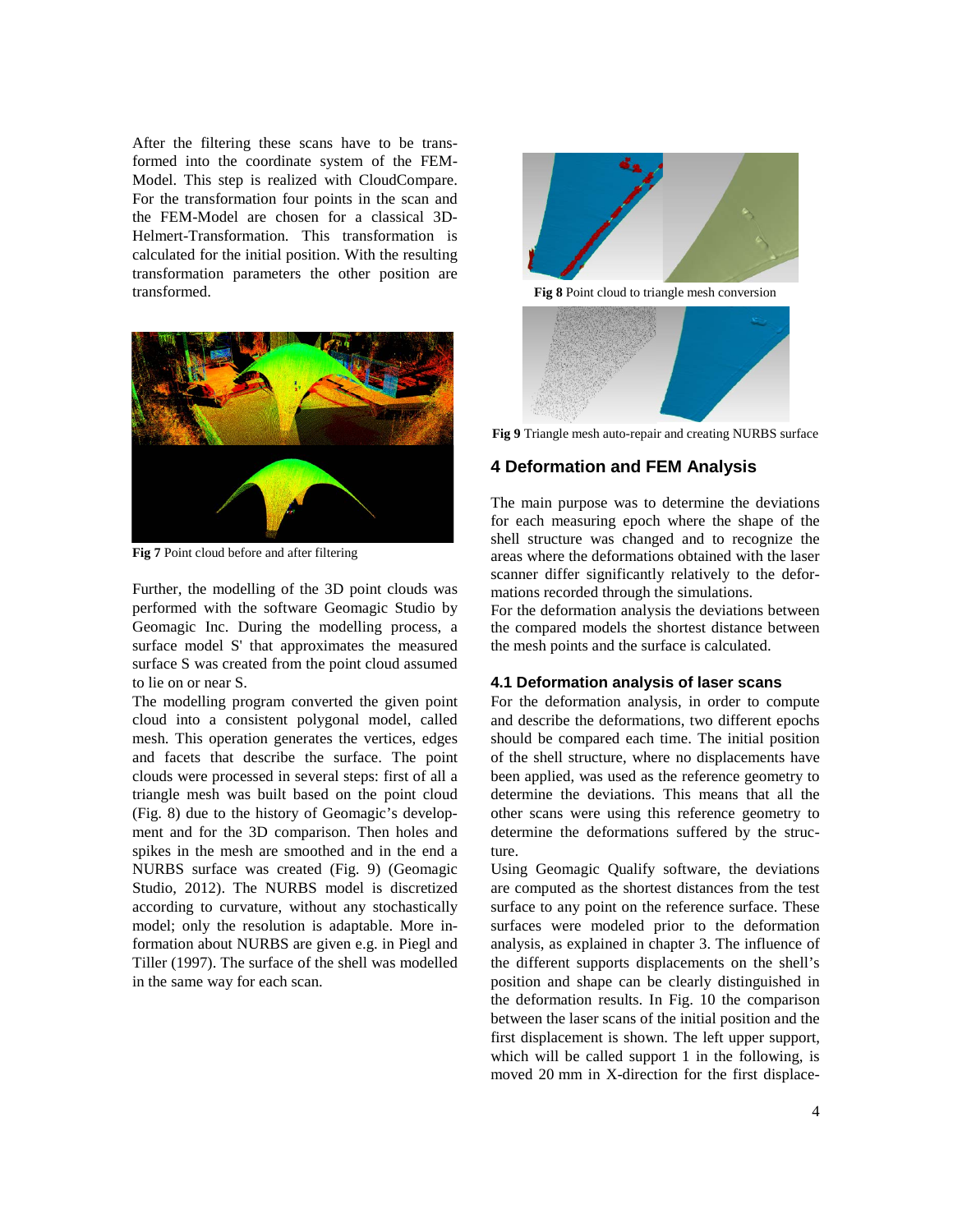After the filtering these scans have to be transformed into the coordinate system of the FEM-Model. This step is realized with CloudCompare. For the transformation four points in the scan and the FEM-Model are chosen for a classical 3D-Helmert-Transformation. This transformation is calculated for the initial position. With the resulting transformation parameters the other position are transformed.

**Fig 7** Point cloud before and after filtering

Further, the modelling of the 3D point clouds was performed with the software Geomagic Studio by Geomagic Inc. During the modelling process, a surface model S' that approximates the measured surface S was created from the point cloud assumed to lie on or near S.

The modelling program converted the given point cloud into a consistent polygonal model, called mesh. This operation generates the vertices, edges and facets that describe the surface. The point clouds were processed in several steps: first of all a triangle mesh was built based on the point cloud (Fig. 8) due to the history of Geomagic's development and for the 3D comparison. Then holes and spikes in the mesh are smoothed and in the end a NURBS surface was created (Fig. 9) (Geomagic Studio, 2012). The NURBS model is discretized according to curvature, without any stochastically model; only the resolution is adaptable. More information about NURBS are given e.g. in Piegl and Tiller (1997). The surface of the shell was modelled in the same way for each scan.

**Fig 8** Point cloud to triangle mesh conversion

**Fig 9** Triangle mesh auto-repair and creating NURBS surface

## 4 Deformation and FEM Analysis

The main purpose was to determine the deviations for each measuring epoch where the shape of the shell structure was changed and to recognize the areas where the deformations obtained with the laser scanner differ significantly relatively to the deformations recorded through the simulations.

For the deformation analysis the deviations between the compared models the shortest distance between the mesh points and the surface is calculated.

### 4.1 Deformation analysis of laser scans

For the deformation analysis, in order to compute and describe the deformations, two different epochs should be compared each time. The initial position of the shell structure, where no displacements have been applied, was used as the reference geometry to determine the deviations. This means that all the other scans were using this reference geometry to determine the deformations suffered by the structure.

Using Geomagic Qualify software, the deviations are computed as the shortest distances from the test surface to any point on the reference surface. These surfaces were modeled prior to the deformation analysis, as explained in chapter 3. The influence of the different supports displacements on the shell's position and shape can be clearly distinguished in the deformation results. In Fig. 10 the comparison between the laser scans of the initial position and the first displacement is shown. The left upper support, which will be called support 1 in the following, is moved 20 mm in X-direction for the first displace-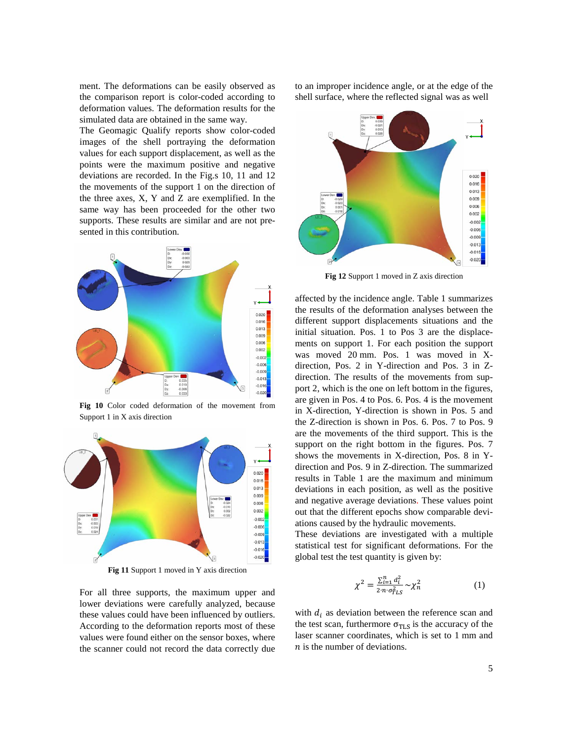ment. The deformations can be easily observed as the comparison report is color-coded according to deformation values. The deformation results for the simulated data are obtained in the same way.

The Geomagic Qualify reports show color-coded images of the shell portraying the deformation values for each support displacement, as well as the points were the maximum positive and negative deviations are recorded. In the Fig.s 10, 11 and 12 the movements of the support 1 on the direction of the three axes, X, Y and Z are exemplified. In the same way has been proceeded for the other two supports. These results are similar and are not presented in this contribution.

**Fig 10** Color coded deformation of the movement from Support 1 in X axis direction

**Fig 11** Support 1 moved in Y axis direction

For all three supports, the maximum upper and lower deviations were carefully analyzed, because these values could have been influenced by outliers. According to the deformation reports most of these values were found either on the sensor boxes, where the scanner could not record the data correctly due to an improper incidence angle, or at the edge of the shell surface, where the reflected signal was as well affected by the incidence angle. Table 1 summarizes the results of the deformation analyses between the different support displacements situations and the initial situation. Pos. 1 to Pos 3 are the displacements on support 1. For each position the support was moved 20 mm. Pos. 1 was moved in X-direction, Pos. 2 in Y-direction and Pos. 3 in Z-direction. The results of the movements from support 2, which is the one on left bottom in the figures, are given in Pos. 4 to Pos. 6. Pos. 4 is the movement in X-direction, Y-direction is shown in Pos. 5 and the Z-direction is shown in Pos. 6. Pos. 7 to Pos. 9 are the movements of the third support. This is the support on the right bottom in the figures. Pos. 7 shows the movements in X-direction, Pos. 8 in Y-direction and Pos. 9 in Z-direction. The summarized results in Table 1 are the maximum and minimum deviations in each position, as well as the positive and negative average deviations. These values point out that the different epochs show comparable deviations caused by the hydraulic movements.

**Fig 12** Support 1 moved in Z axis direction

These deviations are investigated with a multiple statistical test for significant deformations. For the global test the test quantity is given by:

$$\chi^2 = \frac{\sum_{i=1}^{n} d_i^2}{2 \cdot n \cdot \sigma_{TLS}^2} \sim \chi_n^2 \qquad (1)$$

with $d_i$ as deviation between the reference scan and the test scan, furthermore $\sigma_{\mathrm{TLS}}$ is the accuracy of the laser scanner coordinates, which is set to 1 mm and $n$ is the number of deviations.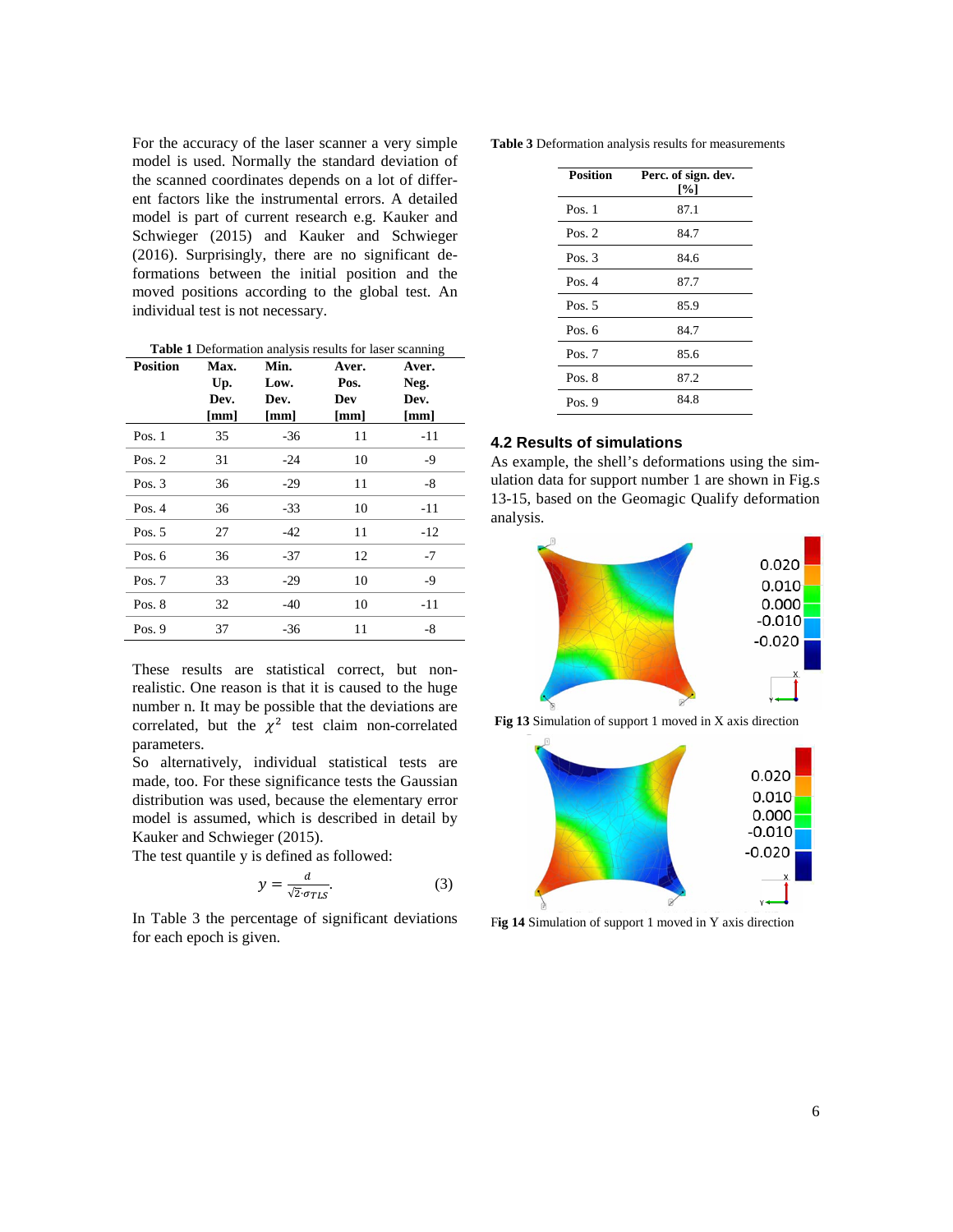For the accuracy of the laser scanner a very simple model is used. Normally the standard deviation of the scanned coordinates depends on a lot of different factors like the instrumental errors. A detailed model is part of current research e.g. Kauker and Schwieger (2015) and Kauker and Schwieger (2016). Surprisingly, there are no significant deformations between the initial position and the moved positions according to the global test. An individual test is not necessary.

**Table 1** Deformation analysis results for laser scanning

| Position | Max. Up. Dev. [mm] | Min. Low. Dev. [mm] | Aver. Pos. Dev [mm] | Aver. Neg. Dev. [mm] |
|---|---|---|---|---|
| Pos. 1 | 35 | -36 | 11 | -11 |
| Pos. 2 | 31 | -24 | 10 | -9 |
| Pos. 3 | 36 | -29 | 11 | -8 |
| Pos. 4 | 36 | -33 | 10 | -11 |
| Pos. 5 | 27 | -42 | 11 | -12 |
| Pos. 6 | 36 | -37 | 12 | -7 |
| Pos. 7 | 33 | -29 | 10 | -9 |
| Pos. 8 | 32 | -40 | 10 | -11 |
| Pos. 9 | 37 | -36 | 11 | -8 |

These results are statistical correct, but non-realistic. One reason is that it is caused to the huge number n. It may be possible that the deviations are correlated, but the $\chi^2$ test claim non-correlated parameters.

So alternatively, individual statistical tests are made, too. For these significance tests the Gaussian distribution was used, because the elementary error model is assumed, which is described in detail by Kauker and Schwieger (2015).

The test quantile y is defined as followed:

$$y = \frac{d}{\sqrt{2} \cdot \sigma_{TLS}}. \tag{3}$$

In Table 3 the percentage of significant deviations for each epoch is given.

**Table 3** Deformation analysis results for measurements

| Position | Perc. of sign. dev. [%] |
|---|---|
| Pos. 1 | 87.1 |
| Pos. 2 | 84.7 |
| Pos. 3 | 84.6 |
| Pos. 4 | 87.7 |
| Pos. 5 | 85.9 |
| Pos. 6 | 84.7 |
| Pos. 7 | 85.6 |
| Pos. 8 | 87.2 |
| Pos. 9 | 84.8 |

### 4.2 Results of simulations

As example, the shell's deformations using the simulation data for support number 1 are shown in Fig.s 13-15, based on the Geomagic Qualify deformation analysis.

**Fig 13** Simulation of support 1 moved in X axis direction

**Fig 14** Simulation of support 1 moved in Y axis direction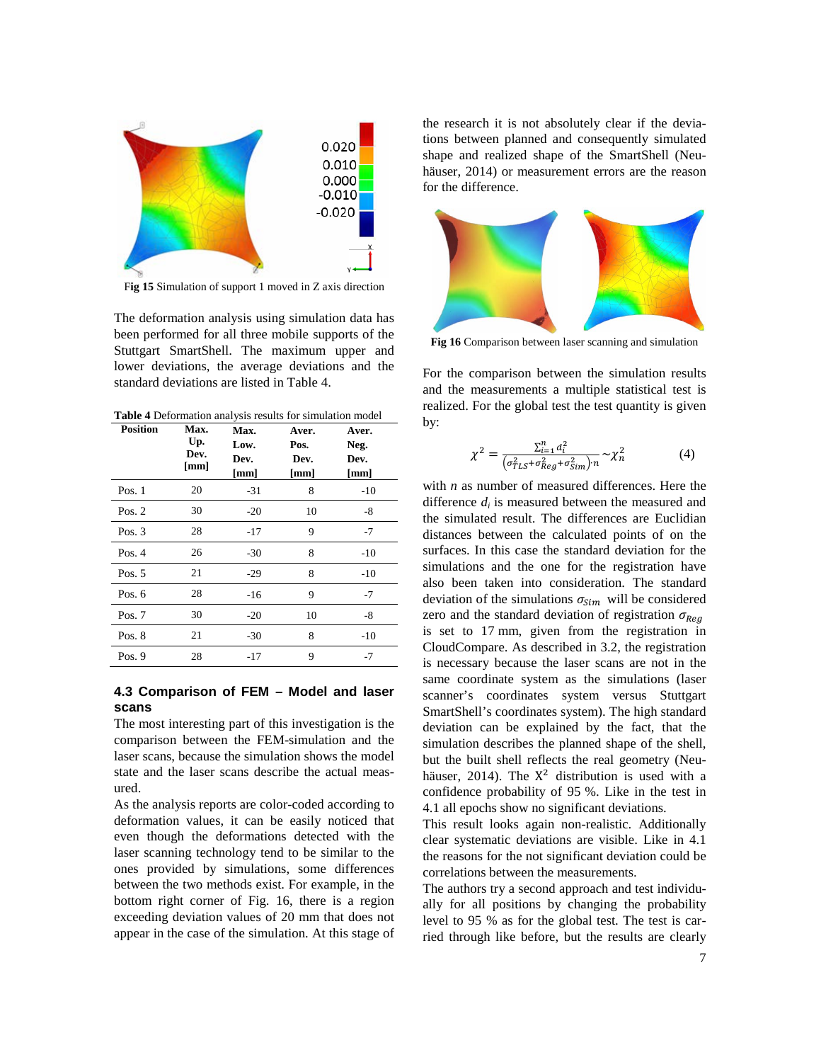Fig 15 Simulation of support 1 moved in Z axis direction

The deformation analysis using simulation data has been performed for all three mobile supports of the Stuttgart SmartShell. The maximum upper and lower deviations, the average deviations and the standard deviations are listed in Table 4.

**Table 4** Deformation analysis results for simulation model

| Position | Max. Up. Dev. [mm] | Max. Low. Dev. [mm] | Aver. Pos. Dev. [mm] | Aver. Neg. Dev. [mm] |
|---|---|---|---|---|
| Pos. 1 | 20 | -31 | 8 | -10 |
| Pos. 2 | 30 | -20 | 10 | -8 |
| Pos. 3 | 28 | -17 | 9 | -7 |
| Pos. 4 | 26 | -30 | 8 | -10 |
| Pos. 5 | 21 | -29 | 8 | -10 |
| Pos. 6 | 28 | -16 | 9 | -7 |
| Pos. 7 | 30 | -20 | 10 | -8 |
| Pos. 8 | 21 | -30 | 8 | -10 |
| Pos. 9 | 28 | -17 | 9 | -7 |

### 4.3 Comparison of FEM – Model and laser scans

The most interesting part of this investigation is the comparison between the FEM-simulation and the laser scans, because the simulation shows the model state and the laser scans describe the actual measured.

As the analysis reports are color-coded according to deformation values, it can be easily noticed that even though the deformations detected with the laser scanning technology tend to be similar to the ones provided by simulations, some differences between the two methods exist. For example, in the bottom right corner of Fig. 16, there is a region exceeding deviation values of 20 mm that does not appear in the case of the simulation. At this stage of the research it is not absolutely clear if the deviations between planned and consequently simulated shape and realized shape of the SmartShell (Neuhäuser, 2014) or measurement errors are the reason for the difference.

**Fig 16** Comparison between laser scanning and simulation

For the comparison between the simulation results and the measurements a multiple statistical test is realized. For the global test the test quantity is given by:

$$\chi^2 = \frac{\sum_{i=1}^{n} d_i^2}{\left(\sigma_{TLS}^2 + \sigma_{Reg}^2 + \sigma_{Sim}^2\right) \cdot n} \sim \chi_n^2 \qquad (4)$$

with $n$ as number of measured differences. Here the difference $d_i$ is measured between the measured and the simulated result. The differences are Euclidian distances between the calculated points of on the surfaces. In this case the standard deviation for the simulations and the one for the registration have also been taken into consideration. The standard deviation of the simulations $\sigma_{Sim}$ will be considered zero and the standard deviation of registration $\sigma_{Reg}$ is set to 17 mm, given from the registration in CloudCompare. As described in 3.2, the registration is necessary because the laser scans are not in the same coordinate system as the simulations (laser scanner's coordinates system versus Stuttgart SmartShell's coordinates system). The high standard deviation can be explained by the fact, that the simulation describes the planned shape of the shell, but the built shell reflects the real geometry (Neuhäuser, 2014). The $X^2$ distribution is used with a confidence probability of 95 %. Like in the test in 4.1 all epochs show no significant deviations.

This result looks again non-realistic. Additionally clear systematic deviations are visible. Like in 4.1 the reasons for the not significant deviation could be correlations between the measurements.

The authors try a second approach and test individually for all positions by changing the probability level to 95 % as for the global test. The test is carried through like before, but the results are clearly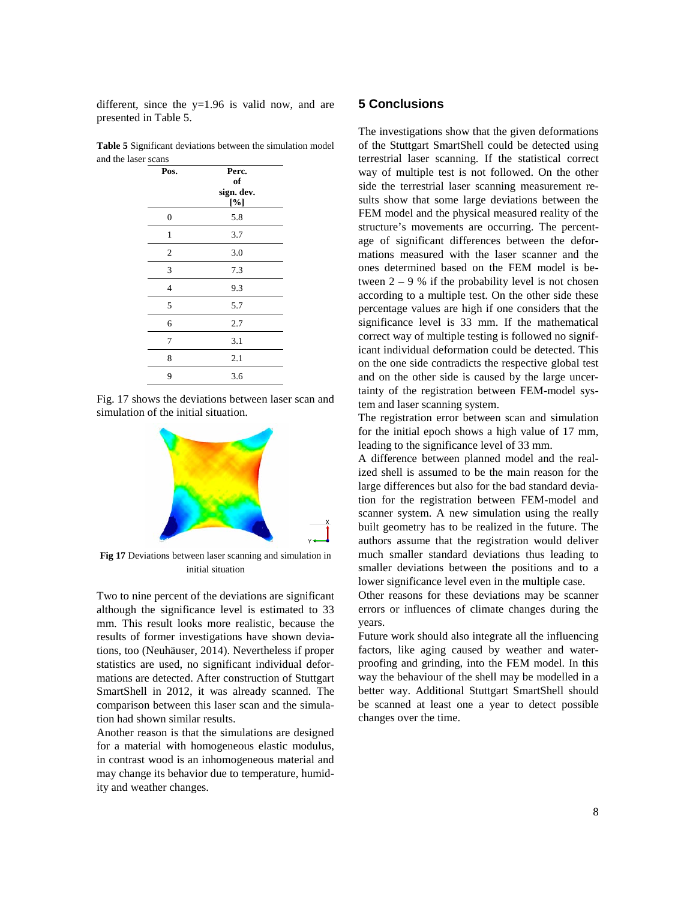different, since the y=1.96 is valid now, and are presented in Table 5.

**Table 5** Significant deviations between the simulation model and the laser scans

| Pos. | Perc. of sign. dev. [%] |
|---|---|
| 0 | 5.8 |
| 1 | 3.7 |
| 2 | 3.0 |
| 3 | 7.3 |
| 4 | 9.3 |
| 5 | 5.7 |
| 6 | 2.7 |
| 7 | 3.1 |
| 8 | 2.1 |
| 9 | 3.6 |

Fig. 17 shows the deviations between laser scan and simulation of the initial situation.

**Fig 17** Deviations between laser scanning and simulation in initial situation

Two to nine percent of the deviations are significant although the significance level is estimated to 33 mm. This result looks more realistic, because the results of former investigations have shown deviations, too (Neuhäuser, 2014). Nevertheless if proper statistics are used, no significant individual deformations are detected. After construction of Stuttgart SmartShell in 2012, it was already scanned. The comparison between this laser scan and the simulation had shown similar results.

Another reason is that the simulations are designed for a material with homogeneous elastic modulus, in contrast wood is an inhomogeneous material and may change its behavior due to temperature, humidity and weather changes.

## 5 Conclusions

The investigations show that the given deformations of the Stuttgart SmartShell could be detected using terrestrial laser scanning. If the statistical correct way of multiple test is not followed. On the other side the terrestrial laser scanning measurement results show that some large deviations between the FEM model and the physical measured reality of the structure's movements are occurring. The percentage of significant differences between the deformations measured with the laser scanner and the ones determined based on the FEM model is between 2 – 9 % if the probability level is not chosen according to a multiple test. On the other side these percentage values are high if one considers that the significance level is 33 mm. If the mathematical correct way of multiple testing is followed no significant individual deformation could be detected. This on the one side contradicts the respective global test and on the other side is caused by the large uncertainty of the registration between FEM-model system and laser scanning system.

The registration error between scan and simulation for the initial epoch shows a high value of 17 mm, leading to the significance level of 33 mm.

A difference between planned model and the realized shell is assumed to be the main reason for the large differences but also for the bad standard deviation for the registration between FEM-model and scanner system. A new simulation using the really built geometry has to be realized in the future. The authors assume that the registration would deliver much smaller standard deviations thus leading to smaller deviations between the positions and to a lower significance level even in the multiple case.

Other reasons for these deviations may be scanner errors or influences of climate changes during the years.

Future work should also integrate all the influencing factors, like aging caused by weather and waterproofing and grinding, into the FEM model. In this way the behaviour of the shell may be modelled in a better way. Additional Stuttgart SmartShell should be scanned at least one a year to detect possible changes over the time.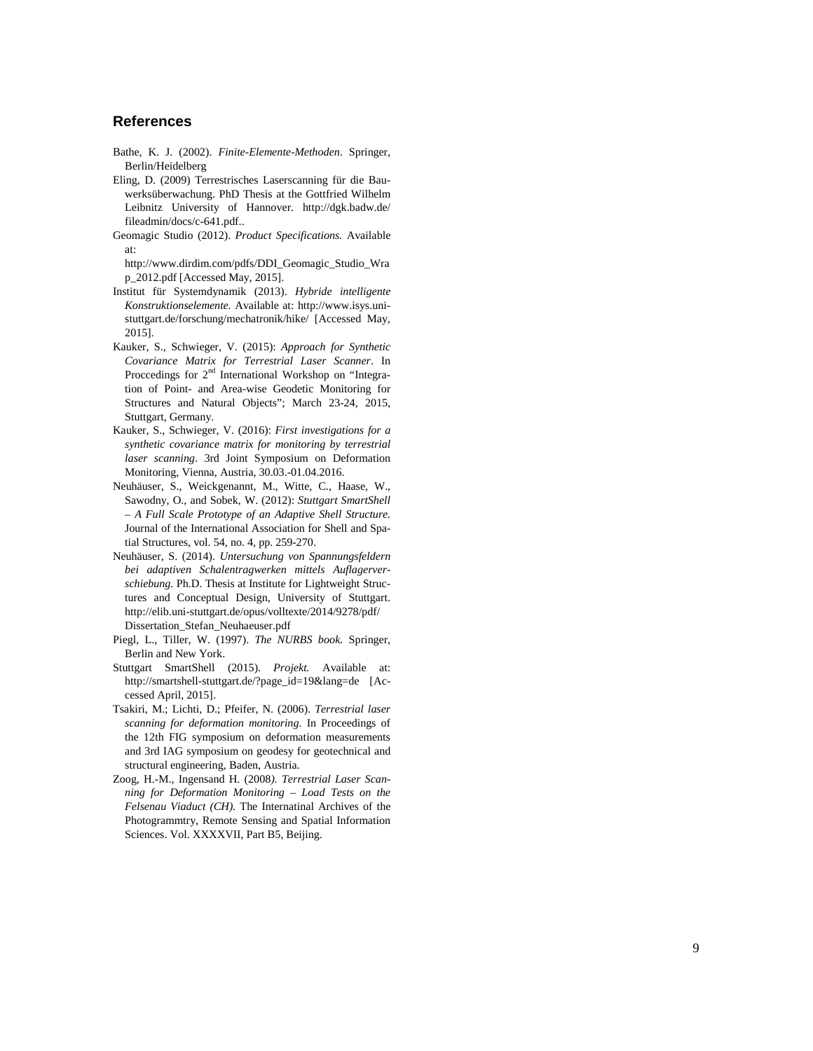## References

Bathe, K. J. (2002). *Finite-Elemente-Methoden*. Springer, Berlin/Heidelberg

Eling, D. (2009) Terrestrisches Laserscanning für die Bauwerksüberwachung. PhD Thesis at the Gottfried Wilhelm Leibnitz University of Hannover. http://dgk.badw.de/fileadmin/docs/c-641.pdf..

Geomagic Studio (2012). *Product Specifications.* Available at: http://www.dirdim.com/pdfs/DDI_Geomagic_Studio_Wrap_2012.pdf [Accessed May, 2015].

Institut für Systemdynamik (2013). *Hybride intelligente Konstruktionselemente.* Available at: http://www.isys.uni-stuttgart.de/forschung/mechatronik/hike/ [Accessed May, 2015].

Kauker, S., Schwieger, V. (2015): *Approach for Synthetic Covariance Matrix for Terrestrial Laser Scanner*. In Proccedings for 2nd International Workshop on "Integration of Point- and Area-wise Geodetic Monitoring for Structures and Natural Objects"; March 23-24, 2015, Stuttgart, Germany.

Kauker, S., Schwieger, V. (2016): *First investigations for a synthetic covariance matrix for monitoring by terrestrial laser scanning*. 3rd Joint Symposium on Deformation Monitoring, Vienna, Austria, 30.03.-01.04.2016.

Neuhäuser, S., Weickgenannt, M., Witte, C., Haase, W., Sawodny, O., and Sobek, W. (2012): *Stuttgart SmartShell – A Full Scale Prototype of an Adaptive Shell Structure.* Journal of the International Association for Shell and Spatial Structures, vol. 54, no. 4, pp. 259-270.

Neuhäuser, S. (2014). *Untersuchung von Spannungsfeldern bei adaptiven Schalentragwerken mittels Auflagerverschiebung*. Ph.D. Thesis at Institute for Lightweight Structures and Conceptual Design, University of Stuttgart. http://elib.uni-stuttgart.de/opus/volltexte/2014/9278/pdf/Dissertation_Stefan_Neuhaeuser.pdf

Piegl, L., Tiller, W. (1997). *The NURBS book.* Springer, Berlin and New York.

Stuttgart SmartShell (2015). *Projekt.* Available at: http://smartshell-stuttgart.de/?page_id=19&lang=de [Accessed April, 2015].

Tsakiri, M.; Lichti, D.; Pfeifer, N. (2006). *Terrestrial laser scanning for deformation monitoring*. In Proceedings of the 12th FIG symposium on deformation measurements and 3rd IAG symposium on geodesy for geotechnical and structural engineering, Baden, Austria.

Zoog, H.-M., Ingensand H. (2008*). Terrestrial Laser Scanning for Deformation Monitoring – Load Tests on the Felsenau Viaduct (CH).* The Internatinal Archives of the Photogrammtry, Remote Sensing and Spatial Information Sciences. Vol. XXXXVII, Part B5, Beijing.